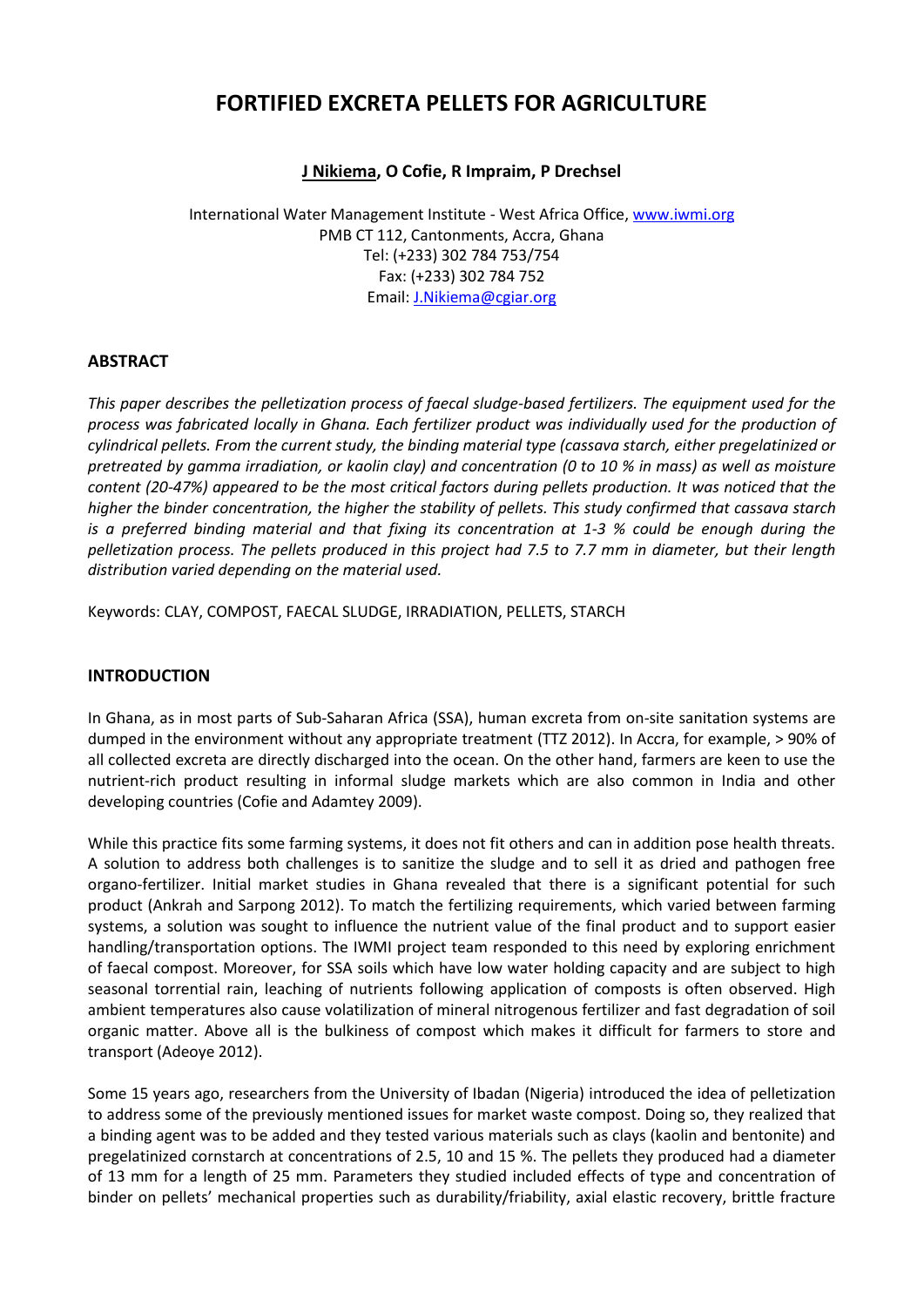# FORTIFIED EXCRETA PELLETS FOR AGRICULTURE

**J Nikiema, O Cofie, R Impraim, P Drechsel**

International Water Management Institute - West Africa Office, www.iwmi.org
PMB CT 112, Cantonments, Accra, Ghana
Tel: (+233) 302 784 753/754
Fax: (+233) 302 784 752
Email: J.Nikiema@cgiar.org

## ABSTRACT

*This paper describes the pelletization process of faecal sludge-based fertilizers. The equipment used for the process was fabricated locally in Ghana. Each fertilizer product was individually used for the production of cylindrical pellets. From the current study, the binding material type (cassava starch, either pregelatinized or pretreated by gamma irradiation, or kaolin clay) and concentration (0 to 10 % in mass) as well as moisture content (20-47%) appeared to be the most critical factors during pellets production. It was noticed that the higher the binder concentration, the higher the stability of pellets. This study confirmed that cassava starch is a preferred binding material and that fixing its concentration at 1-3 % could be enough during the pelletization process. The pellets produced in this project had 7.5 to 7.7 mm in diameter, but their length distribution varied depending on the material used.*

Keywords: CLAY, COMPOST, FAECAL SLUDGE, IRRADIATION, PELLETS, STARCH

## INTRODUCTION

In Ghana, as in most parts of Sub-Saharan Africa (SSA), human excreta from on-site sanitation systems are dumped in the environment without any appropriate treatment (TTZ 2012). In Accra, for example, > 90% of all collected excreta are directly discharged into the ocean. On the other hand, farmers are keen to use the nutrient-rich product resulting in informal sludge markets which are also common in India and other developing countries (Cofie and Adamtey 2009).

While this practice fits some farming systems, it does not fit others and can in addition pose health threats. A solution to address both challenges is to sanitize the sludge and to sell it as dried and pathogen free organo-fertilizer. Initial market studies in Ghana revealed that there is a significant potential for such product (Ankrah and Sarpong 2012). To match the fertilizing requirements, which varied between farming systems, a solution was sought to influence the nutrient value of the final product and to support easier handling/transportation options. The IWMI project team responded to this need by exploring enrichment of faecal compost. Moreover, for SSA soils which have low water holding capacity and are subject to high seasonal torrential rain, leaching of nutrients following application of composts is often observed. High ambient temperatures also cause volatilization of mineral nitrogenous fertilizer and fast degradation of soil organic matter. Above all is the bulkiness of compost which makes it difficult for farmers to store and transport (Adeoye 2012).

Some 15 years ago, researchers from the University of Ibadan (Nigeria) introduced the idea of pelletization to address some of the previously mentioned issues for market waste compost. Doing so, they realized that a binding agent was to be added and they tested various materials such as clays (kaolin and bentonite) and pregelatinized cornstarch at concentrations of 2.5, 10 and 15 %. The pellets they produced had a diameter of 13 mm for a length of 25 mm. Parameters they studied included effects of type and concentration of binder on pellets' mechanical properties such as durability/friability, axial elastic recovery, brittle fracture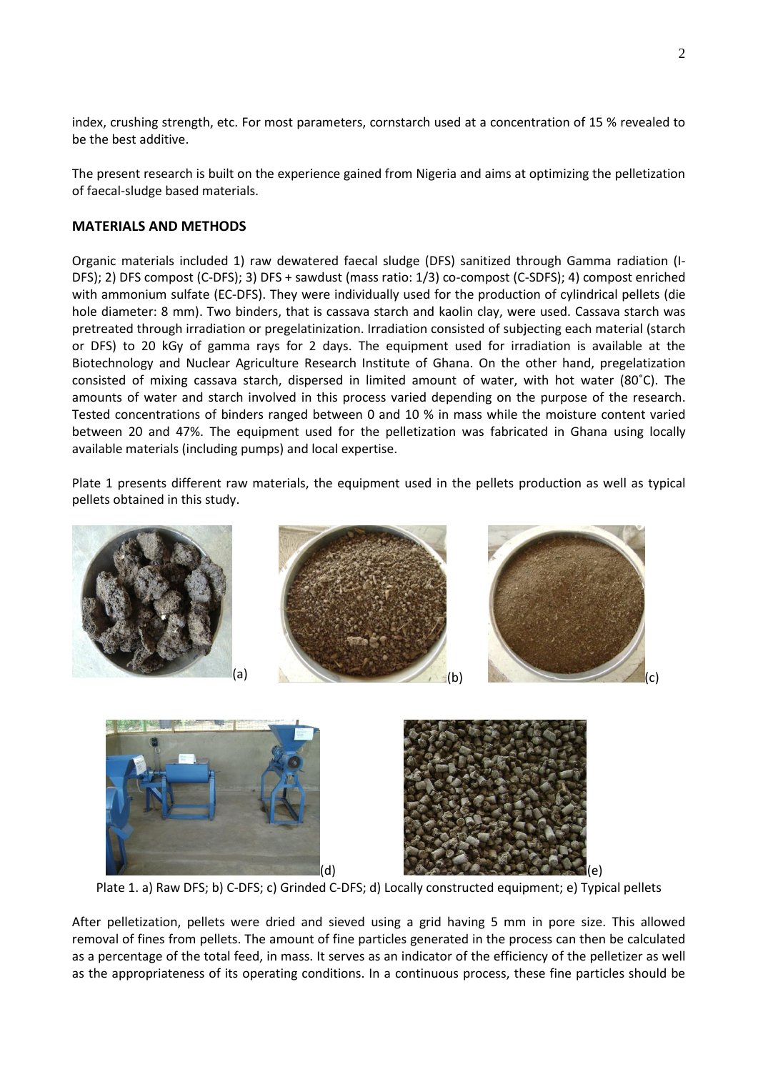index, crushing strength, etc. For most parameters, cornstarch used at a concentration of 15 % revealed to be the best additive.

The present research is built on the experience gained from Nigeria and aims at optimizing the pelletization of faecal-sludge based materials.

## MATERIALS AND METHODS

Organic materials included 1) raw dewatered faecal sludge (DFS) sanitized through Gamma radiation (I-DFS); 2) DFS compost (C-DFS); 3) DFS + sawdust (mass ratio: 1/3) co-compost (C-SDFS); 4) compost enriched with ammonium sulfate (EC-DFS). They were individually used for the production of cylindrical pellets (die hole diameter: 8 mm). Two binders, that is cassava starch and kaolin clay, were used. Cassava starch was pretreated through irradiation or pregelatinization. Irradiation consisted of subjecting each material (starch or DFS) to 20 kGy of gamma rays for 2 days. The equipment used for irradiation is available at the Biotechnology and Nuclear Agriculture Research Institute of Ghana. On the other hand, pregelatization consisted of mixing cassava starch, dispersed in limited amount of water, with hot water (80˚C). The amounts of water and starch involved in this process varied depending on the purpose of the research. Tested concentrations of binders ranged between 0 and 10 % in mass while the moisture content varied between 20 and 47%. The equipment used for the pelletization was fabricated in Ghana using locally available materials (including pumps) and local expertise.

Plate 1 presents different raw materials, the equipment used in the pellets production as well as typical pellets obtained in this study.

Plate 1. a) Raw DFS; b) C-DFS; c) Grinded C-DFS; d) Locally constructed equipment; e) Typical pellets

After pelletization, pellets were dried and sieved using a grid having 5 mm in pore size. This allowed removal of fines from pellets. The amount of fine particles generated in the process can then be calculated as a percentage of the total feed, in mass. It serves as an indicator of the efficiency of the pelletizer as well as the appropriateness of its operating conditions. In a continuous process, these fine particles should be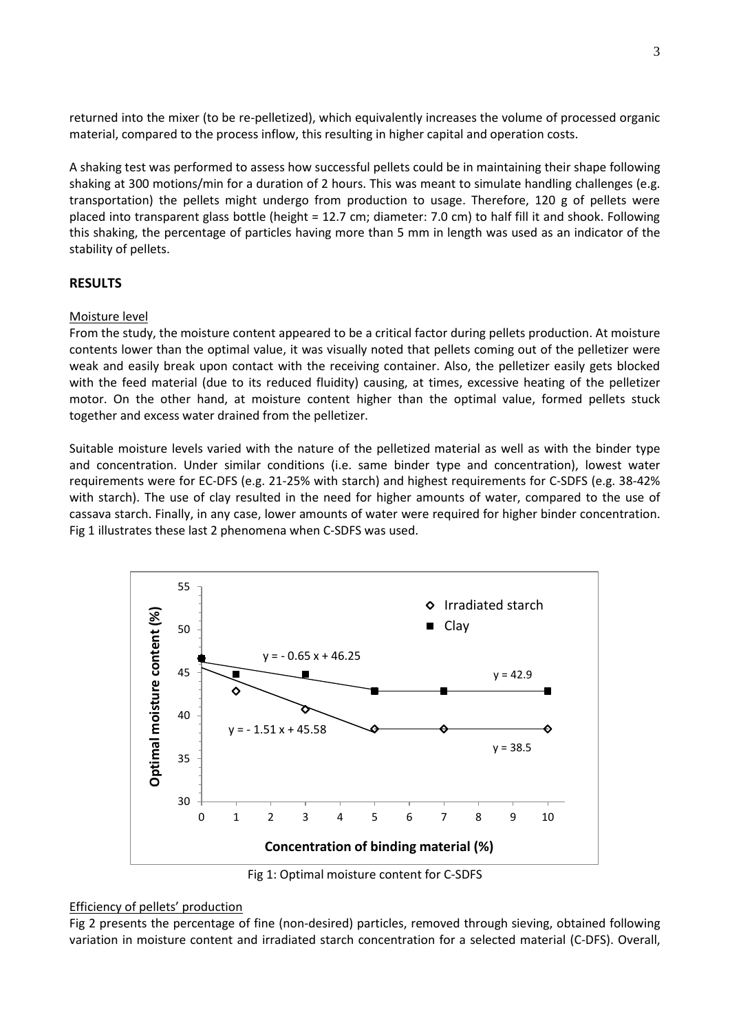returned into the mixer (to be re-pelletized), which equivalently increases the volume of processed organic material, compared to the process inflow, this resulting in higher capital and operation costs.

A shaking test was performed to assess how successful pellets could be in maintaining their shape following shaking at 300 motions/min for a duration of 2 hours. This was meant to simulate handling challenges (e.g. transportation) the pellets might undergo from production to usage. Therefore, 120 g of pellets were placed into transparent glass bottle (height = 12.7 cm; diameter: 7.0 cm) to half fill it and shook. Following this shaking, the percentage of particles having more than 5 mm in length was used as an indicator of the stability of pellets.

## RESULTS

### Moisture level

From the study, the moisture content appeared to be a critical factor during pellets production. At moisture contents lower than the optimal value, it was visually noted that pellets coming out of the pelletizer were weak and easily break upon contact with the receiving container. Also, the pelletizer easily gets blocked with the feed material (due to its reduced fluidity) causing, at times, excessive heating of the pelletizer motor. On the other hand, at moisture content higher than the optimal value, formed pellets stuck together and excess water drained from the pelletizer.

Suitable moisture levels varied with the nature of the pelletized material as well as with the binder type and concentration. Under similar conditions (i.e. same binder type and concentration), lowest water requirements were for EC-DFS (e.g. 21-25% with starch) and highest requirements for C-SDFS (e.g. 38-42% with starch). The use of clay resulted in the need for higher amounts of water, compared to the use of cassava starch. Finally, in any case, lower amounts of water were required for higher binder concentration. Fig 1 illustrates these last 2 phenomena when C-SDFS was used.

Fig 1: Optimal moisture content for C-SDFS

### Efficiency of pellets' production

Fig 2 presents the percentage of fine (non-desired) particles, removed through sieving, obtained following variation in moisture content and irradiated starch concentration for a selected material (C-DFS). Overall,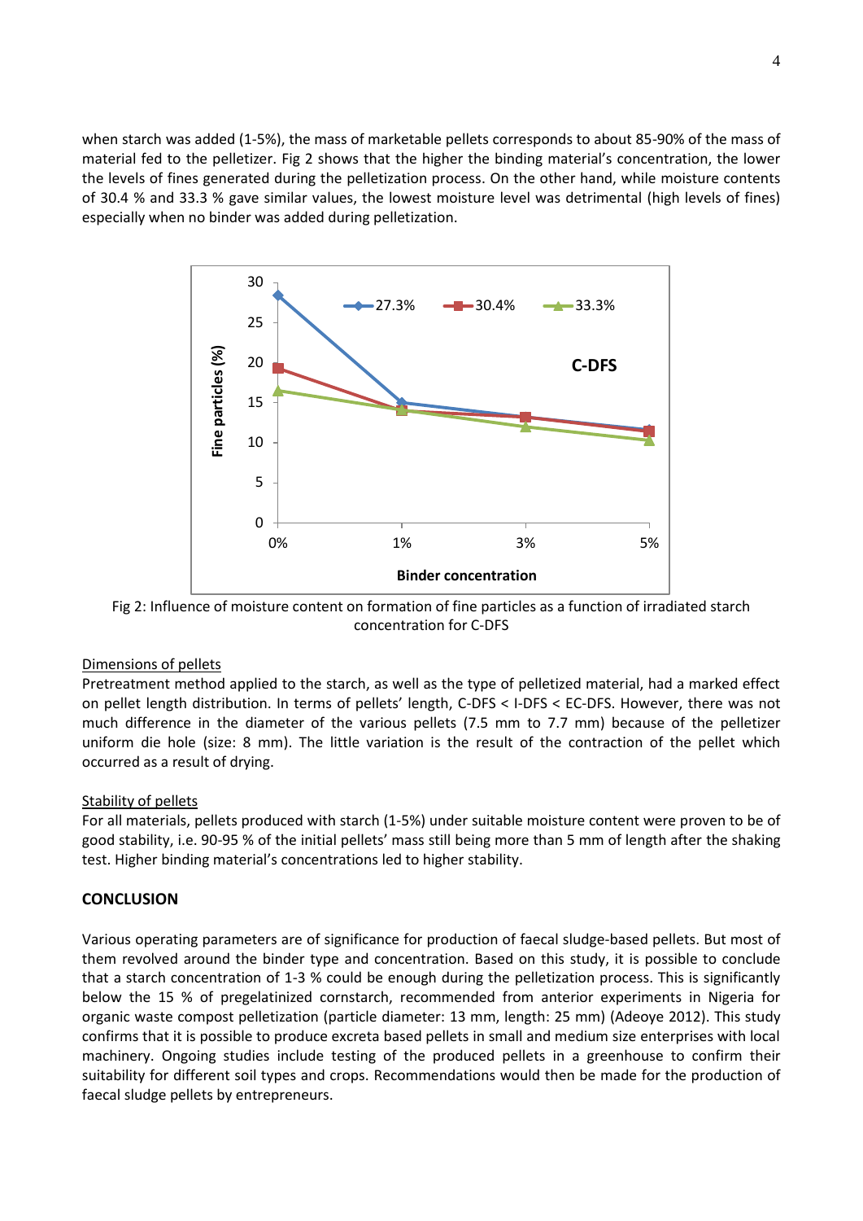when starch was added (1-5%), the mass of marketable pellets corresponds to about 85-90% of the mass of material fed to the pelletizer. Fig 2 shows that the higher the binding material's concentration, the lower the levels of fines generated during the pelletization process. On the other hand, while moisture contents of 30.4 % and 33.3 % gave similar values, the lowest moisture level was detrimental (high levels of fines) especially when no binder was added during pelletization.

Fig 2: Influence of moisture content on formation of fine particles as a function of irradiated starch concentration for C-DFS

Dimensions of pellets

Pretreatment method applied to the starch, as well as the type of pelletized material, had a marked effect on pellet length distribution. In terms of pellets' length, C-DFS < I-DFS < EC-DFS. However, there was not much difference in the diameter of the various pellets (7.5 mm to 7.7 mm) because of the pelletizer uniform die hole (size: 8 mm). The little variation is the result of the contraction of the pellet which occurred as a result of drying.

Stability of pellets

For all materials, pellets produced with starch (1-5%) under suitable moisture content were proven to be of good stability, i.e. 90-95 % of the initial pellets' mass still being more than 5 mm of length after the shaking test. Higher binding material's concentrations led to higher stability.

## CONCLUSION

Various operating parameters are of significance for production of faecal sludge-based pellets. But most of them revolved around the binder type and concentration. Based on this study, it is possible to conclude that a starch concentration of 1-3 % could be enough during the pelletization process. This is significantly below the 15 % of pregelatinized cornstarch, recommended from anterior experiments in Nigeria for organic waste compost pelletization (particle diameter: 13 mm, length: 25 mm) (Adeoye 2012). This study confirms that it is possible to produce excreta based pellets in small and medium size enterprises with local machinery. Ongoing studies include testing of the produced pellets in a greenhouse to confirm their suitability for different soil types and crops. Recommendations would then be made for the production of faecal sludge pellets by entrepreneurs.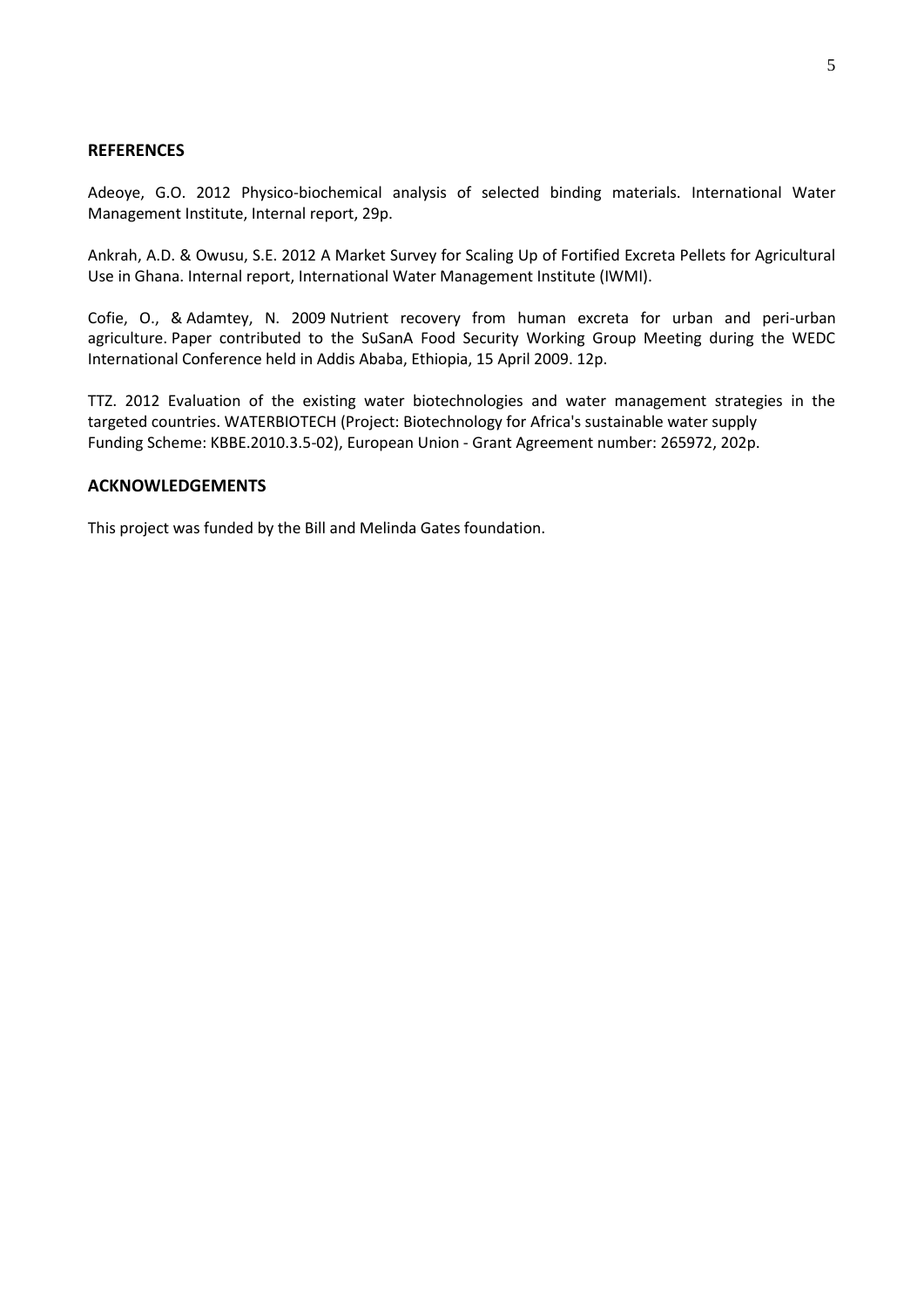## REFERENCES

Adeoye, G.O. 2012 Physico-biochemical analysis of selected binding materials. International Water Management Institute, Internal report, 29p.

Ankrah, A.D. & Owusu, S.E. 2012 A Market Survey for Scaling Up of Fortified Excreta Pellets for Agricultural Use in Ghana. Internal report, International Water Management Institute (IWMI).

Cofie, O., & Adamtey, N. 2009 Nutrient recovery from human excreta for urban and peri-urban agriculture. Paper contributed to the SuSanA Food Security Working Group Meeting during the WEDC International Conference held in Addis Ababa, Ethiopia, 15 April 2009. 12p.

TTZ. 2012 Evaluation of the existing water biotechnologies and water management strategies in the targeted countries. WATERBIOTECH (Project: Biotechnology for Africa's sustainable water supply Funding Scheme: KBBE.2010.3.5-02), European Union - Grant Agreement number: 265972, 202p.

## ACKNOWLEDGEMENTS

This project was funded by the Bill and Melinda Gates foundation.